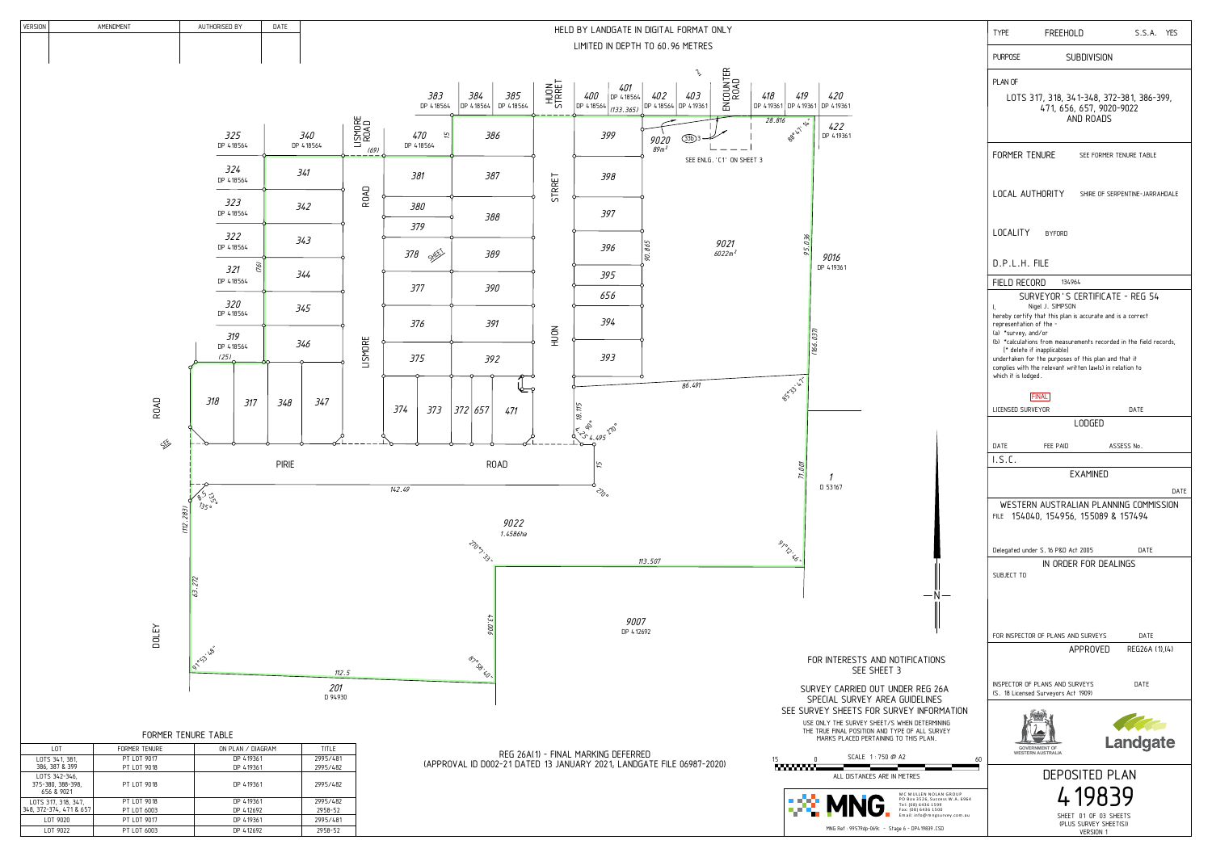| VERSION | AMENDMENT | AUTHORISED BY | DATE |
|---|---|---|---|
| | | | |

HELD BY LANDGATE IN DIGITAL FORMAT ONLY

LIMITED IN DEPTH TO 60.96 METRES

| | |
|---|---|
| TYPE | FREEHOLD S.S.A. YES |
| PURPOSE | SUBDIVISION |
| PLAN OF | LOTS 317, 318, 341-348, 372-381, 386-399, 471, 656, 657, 9020-9022 AND ROADS |
| FORMER TENURE | SEE FORMER TENURE TABLE |
| LOCAL AUTHORITY | SHIRE OF SERPENTINE-JARRAHDALE |
| LOCALITY | BYFORD |
| D.P.L.H. FILE | |
| FIELD RECORD | 134964 |

**SURVEYOR'S CERTIFICATE - REG 54**

I, Nigel J. SIMPSON
hereby certify that this plan is accurate and is a correct representation of the -
(a) *survey, and/or
(b) *calculations from measurements recorded in the field records,
(* delete if inapplicable)
undertaken for the purposes of this plan and that it complies with the relevant written law(s) in relation to which it is lodged.

FINAL

LICENSED SURVEYOR DATE

**LODGED**

DATE FEE PAID ASSESS No.

I.S.C.

**EXAMINED**

DATE

**WESTERN AUSTRALIAN PLANNING COMMISSION**

FILE 154040, 154956, 155089 & 157494

Delegated under S.16 P&D Act 2005 DATE

**IN ORDER FOR DEALINGS**

SUBJECT TO

FOR INSPECTOR OF PLANS AND SURVEYS DATE

**APPROVED** REG26A (1),(4)

INSPECTOR OF PLANS AND SURVEYS DATE
(S. 18 Licensed Surveyors Act 1909)

GOVERNMENT OF WESTERN AUSTRALIA — Landgate

# DEPOSITED PLAN 419839

SHEET 01 OF 03 SHEETS (PLUS SURVEY SHEET(S)) VERSION 1

LOTS: 325 DP 418564, 340 DP 418564, 324 DP 418564, 341, 323 DP 418564, 342, 322 DP 418564, 343, 321 DP 418564, 344, 320 DP 418564, 345, 319 DP 418564, 346, 318, 317, 348, 347, 470 DP 418564, 381, 380, 379, 378, 377, 376, 375, 374, 373, 372, 657, 471, 383 DP 418564, 384 DP 418564, 385 DP 418564, 386, 387, 388, 389, 390, 391, 392, 400 DP 418564, 401 DP 418564, 402 DP 418564, 403 DP 419361, 399, 398, 397, 396, 395, 656, 394, 393, 9020 89m², 9021 6022m², 418 DP 419361, 419 DP 419361, 420 DP 419361, 422 DP 419361, 9016 DP 419361, 1 D 53167, 9022 1.4586ha, 9007 DP 412692, 201 D 94930

ROADS: LISMORE ROAD, HUON STREET, ENCOUNTER ROAD, PIRIE ROAD, DOLEY ROAD

SEE ENLG. 'C1' ON SHEET 3

FOR INTERESTS AND NOTIFICATIONS SEE SHEET 3

SURVEY CARRIED OUT UNDER REG 26A SPECIAL SURVEY AREA GUIDELINES
SEE SURVEY SHEETS FOR SURVEY INFORMATION
USE ONLY THE SURVEY SHEET/S WHEN DETERMINING THE TRUE FINAL POSITION AND TYPE OF ALL SURVEY MARKS PLACED PERTAINING TO THIS PLAN.

REG 26A(1) - FINAL MARKING DEFERRED
(APPROVAL ID D002-21 DATED 13 JANUARY 2021, LANDGATE FILE 06987-2020)

SCALE 1:750 @ A2
ALL DISTANCES ARE IN METRES

MCMULLEN NOLAN GROUP
PO Box 3526, Success W.A. 6964
Tel: (08) 6436 1599
Fax: (08) 6436 1500
Email: info@mngsurvey.com.au

MNG Ref : 99579dp-069c - Stage 6 - DP419839.CSD

**FORMER TENURE TABLE**

| LOT | FORMER TENURE | ON PLAN / DIAGRAM | TITLE |
|---|---|---|---|
| LOTS 341, 381, 386, 387 & 399 | PT LOT 9017 | DP 419361 | 2995/481 |
| LOTS 342-346, 375-380, 388-398, 656 & 9021 | PT LOT 9018 | DP 419361 | 2995/482 |
| LOTS 317, 318, 347, 348, 372-374, 471 & 657 | PT LOT 9018 / PT LOT 6003 | DP 419361 / DP 412692 | 2995/482 / 2958-52 |
| LOT 9020 | PT LOT 9017 | DP 419361 | 2995/481 |
| LOT 9022 | PT LOT 6003 | DP 412692 | 2958-52 |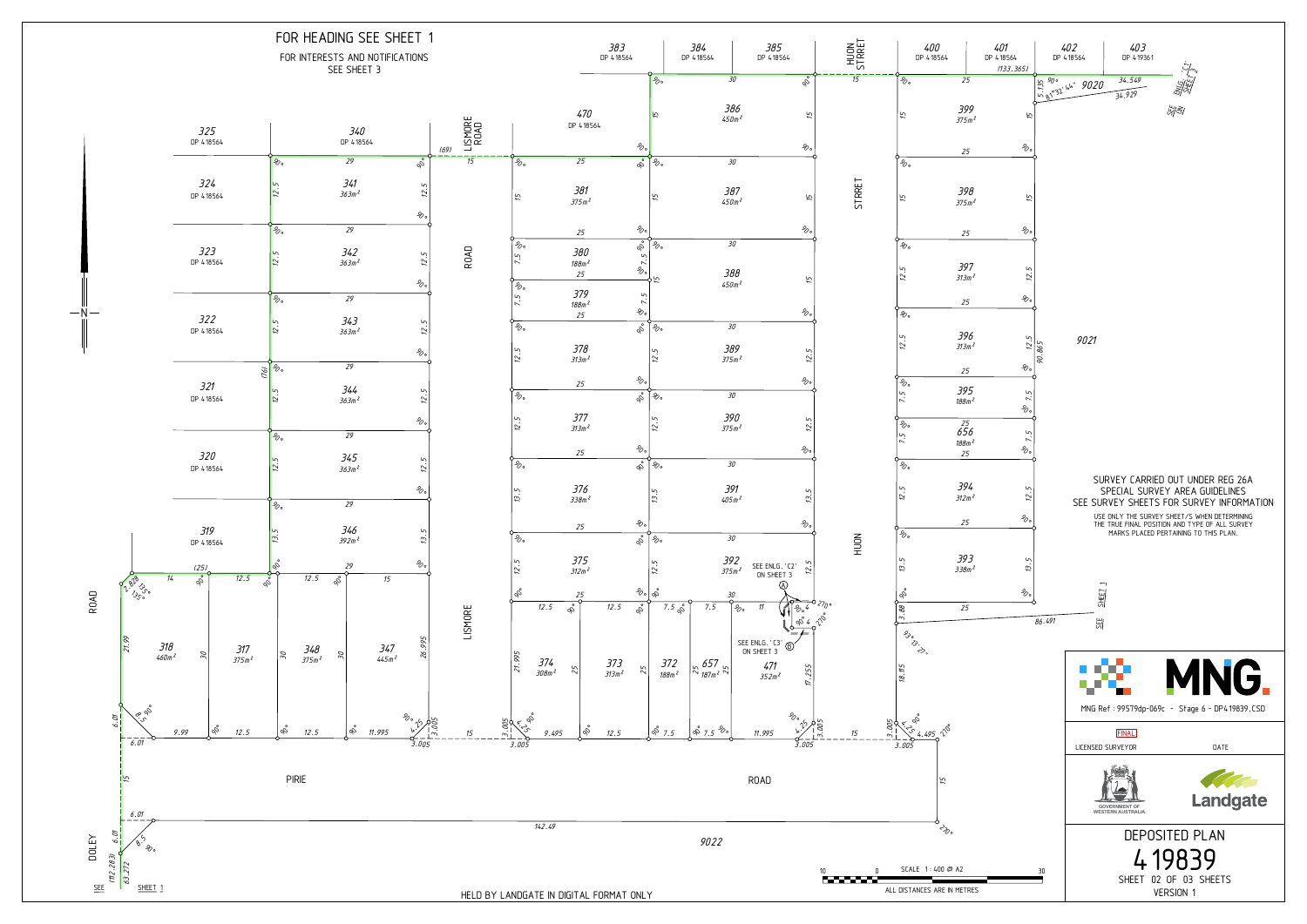FOR HEADING SEE SHEET 1

FOR INTERESTS AND NOTIFICATIONS SEE SHEET 3

SURVEY CARRIED OUT UNDER REG 26A SPECIAL SURVEY AREA GUIDELINES
SEE SURVEY SHEETS FOR SURVEY INFORMATION

USE ONLY THE SURVEY SHEET/S WHEN DETERMINING THE TRUE FINAL POSITION AND TYPE OF ALL SURVEY MARKS PLACED PERTAINING TO THIS PLAN.

| Lot | Area |
|---|---|
| 318 | 460m² |
| 317 | 375m² |
| 341 | 363m² |
| 342 | 363m² |
| 343 | 363m² |
| 344 | 363m² |
| 345 | 363m² |
| 346 | 392m² |
| 347 | 445m² |
| 348 | 375m² |
| 372 | 188m² |
| 373 | 313m² |
| 374 | 308m² |
| 375 | 312m² |
| 376 | 338m² |
| 377 | 313m² |
| 378 | 313m² |
| 379 | 188m² |
| 380 | 188m² |
| 381 | 375m² |
| 386 | 450m² |
| 387 | 450m² |
| 388 | 450m² |
| 389 | 375m² |
| 390 | 375m² |
| 391 | 405m² |
| 392 | 375m² |
| 393 | 338m² |
| 394 | 312m² |
| 395 | 188m² |
| 396 | 313m² |
| 397 | 313m² |
| 398 | 375m² |
| 399 | 375m² |
| 471 | 352m² |
| 656 | 188m² |
| 657 | 187m² |

SEE ENLG. 'C2' ON SHEET 3

SEE ENLG. 'C3' ON SHEET 3

ROADS: LISMORE ROAD, HUON STREET, PIRIE ROAD, DOLEY ROAD

HELD BY LANDGATE IN DIGITAL FORMAT ONLY

SCALE 1 : 400 @ A2
ALL DISTANCES ARE IN METRES

MNG Ref : 99579dp-069c - Stage 6 - DP419839.CSD

FINAL

LICENSED SURVEYOR DATE

GOVERNMENT OF WESTERN AUSTRALIA

Landgate

DEPOSITED PLAN
419839
SHEET 02 OF 03 SHEETS
VERSION 1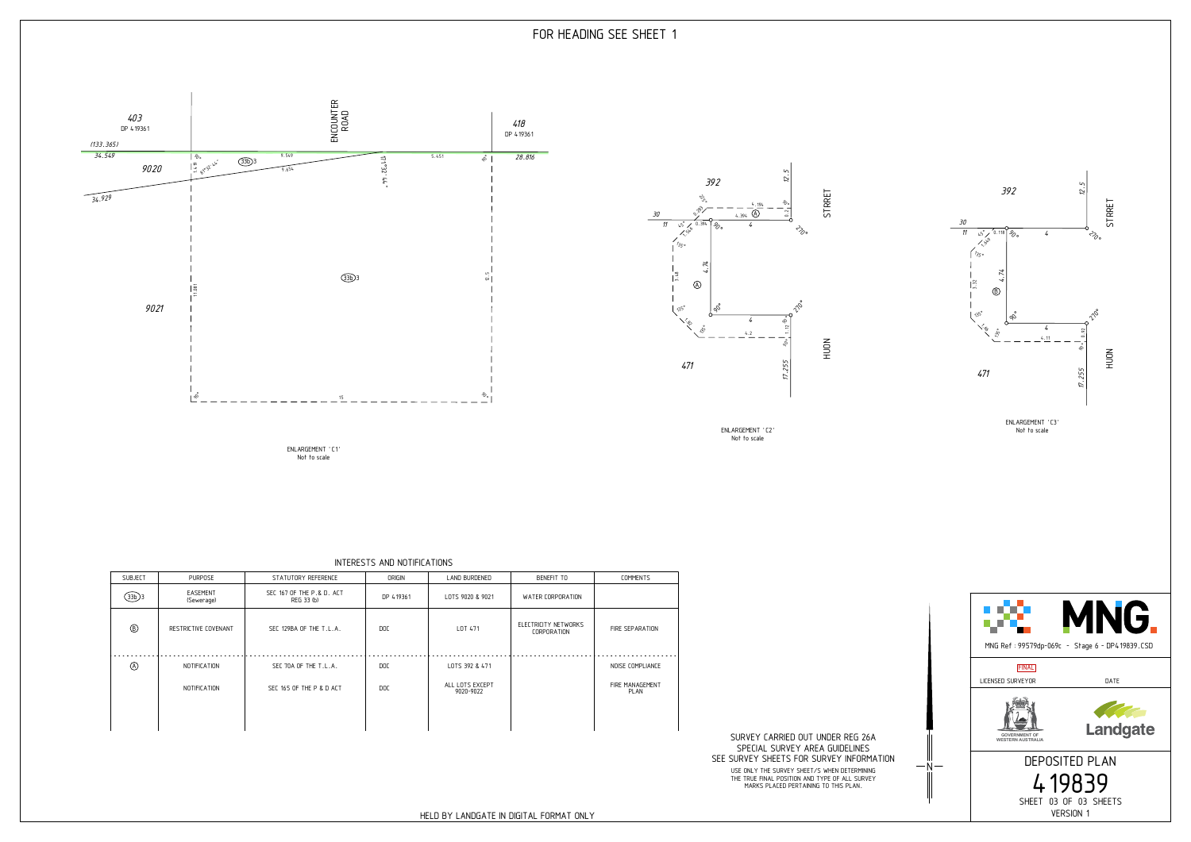FOR HEADING SEE SHEET 1

ENLARGEMENT 'C1'
Not to scale

ENLARGEMENT 'C2'
Not to scale

ENLARGEMENT 'C3'
Not to scale

## INTERESTS AND NOTIFICATIONS

| SUBJECT | PURPOSE | STATUTORY REFERENCE | ORIGIN | LAND BURDENED | BENEFIT TO | COMMENTS |
|---|---|---|---|---|---|---|
| (33b)3 | EASEMENT (Sewerage) | SEC 167 OF THE P.& D. ACT REG 33 (b) | DP 419361 | LOTS 9020 & 9021 | WATER CORPORATION | |
| Ⓑ | RESTRICTIVE COVENANT | SEC 129BA OF THE T.L.A. | DOC | LOT 471 | ELECTRICITY NETWORKS CORPORATION | FIRE SEPARATION |
| Ⓐ | NOTIFICATION | SEC 70A OF THE T.L.A. | DOC | LOTS 392 & 471 | | NOISE COMPLIANCE |
| | NOTIFICATION | SEC 165 OF THE P & D ACT | DOC | ALL LOTS EXCEPT 9020-9022 | | FIRE MANAGEMENT PLAN |

SURVEY CARRIED OUT UNDER REG 26A
SPECIAL SURVEY AREA GUIDELINES
SEE SURVEY SHEETS FOR SURVEY INFORMATION

USE ONLY THE SURVEY SHEET/S WHEN DETERMINING THE TRUE FINAL POSITION AND TYPE OF ALL SURVEY MARKS PLACED PERTAINING TO THIS PLAN.

MNG Ref : 99579dp-069c - Stage 6 - DP419839.CSD

FINAL

LICENSED SURVEYOR | DATE

GOVERNMENT OF WESTERN AUSTRALIA | Landgate

DEPOSITED PLAN
419839
SHEET 03 OF 03 SHEETS
VERSION 1

HELD BY LANDGATE IN DIGITAL FORMAT ONLY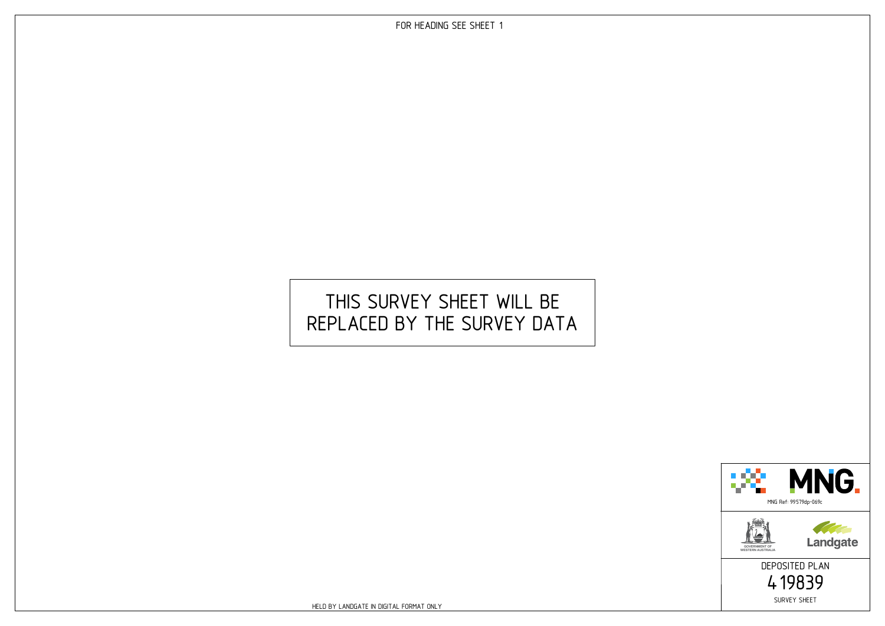FOR HEADING SEE SHEET 1

THIS SURVEY SHEET WILL BE
REPLACED BY THE SURVEY DATA

MNG.

MNG Ref: 99579dp-069c

GOVERNMENT OF WESTERN AUSTRALIA

Landgate

DEPOSITED PLAN

419839

SURVEY SHEET

HELD BY LANDGATE IN DIGITAL FORMAT ONLY